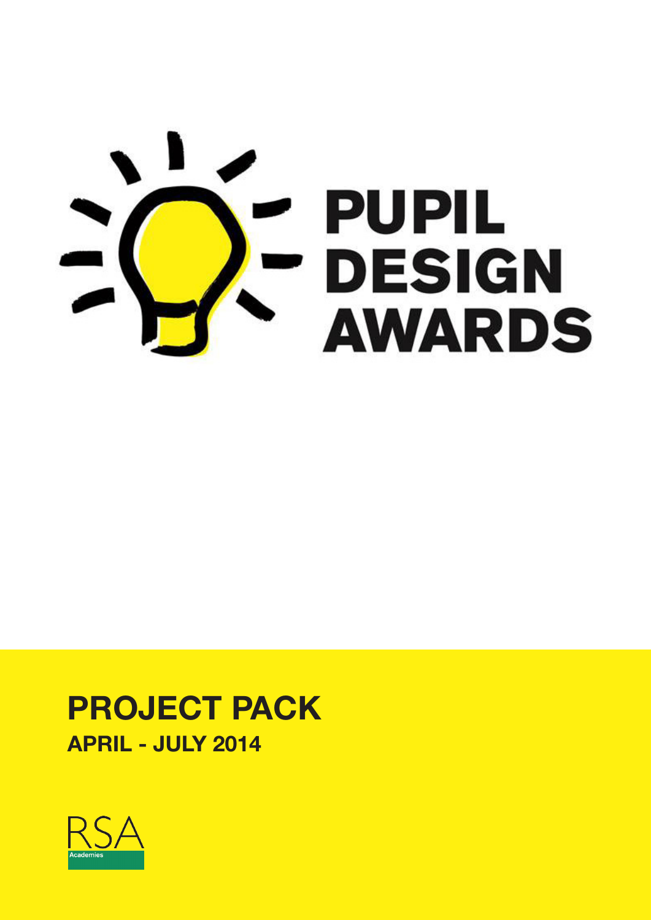# PUPIL DESIGN AWARDS

## PROJECT PACK

### APRIL - JULY 2014

RSA Academies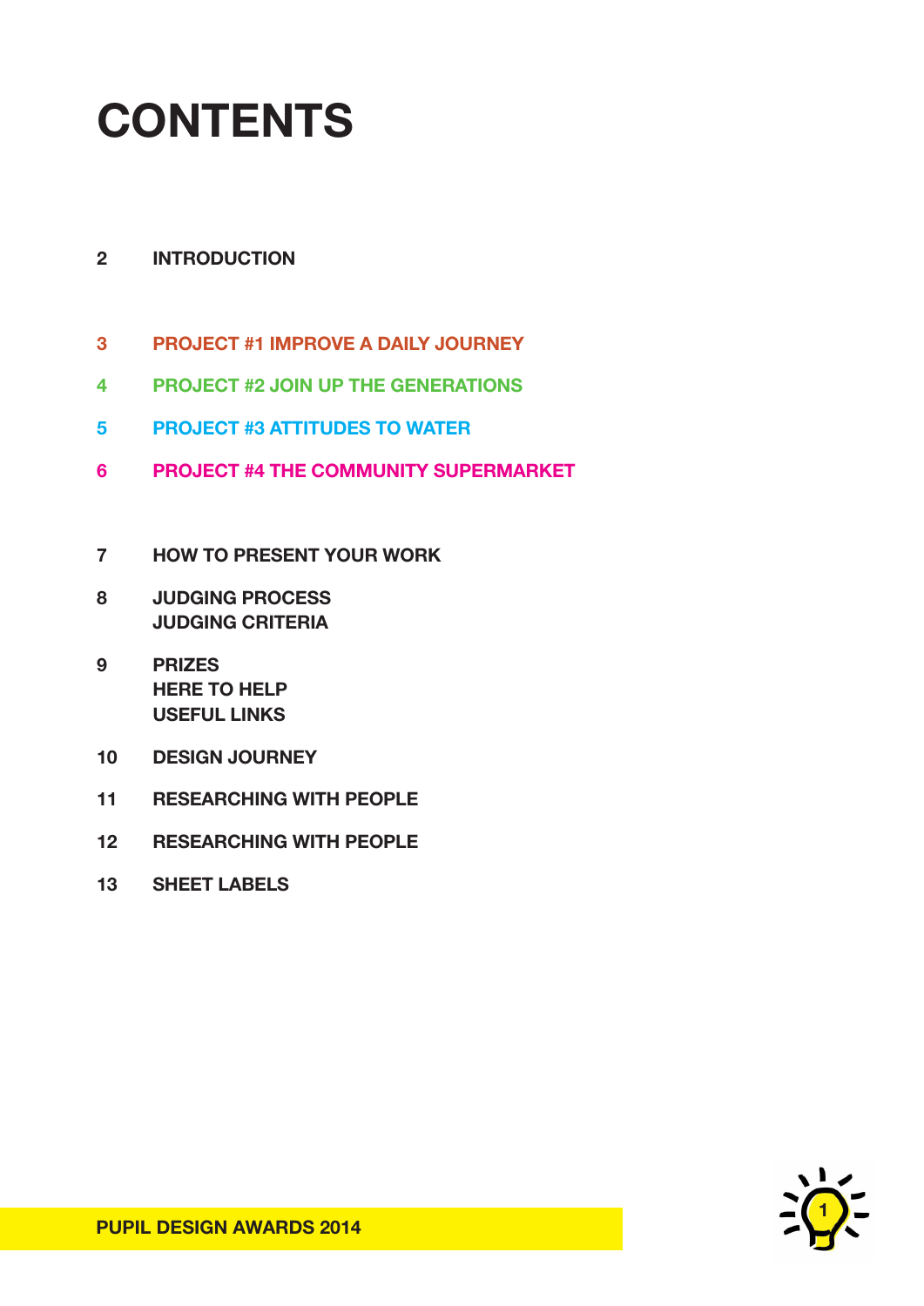# CONTENTS

2 INTRODUCTION

3 PROJECT #1 IMPROVE A DAILY JOURNEY

4 PROJECT #2 JOIN UP THE GENERATIONS

5 PROJECT #3 ATTITUDES TO WATER

6 PROJECT #4 THE COMMUNITY SUPERMARKET

7 HOW TO PRESENT YOUR WORK

8 JUDGING PROCESS
JUDGING CRITERIA

9 PRIZES
HERE TO HELP
USEFUL LINKS

10 DESIGN JOURNEY

11 RESEARCHING WITH PEOPLE

12 RESEARCHING WITH PEOPLE

13 SHEET LABELS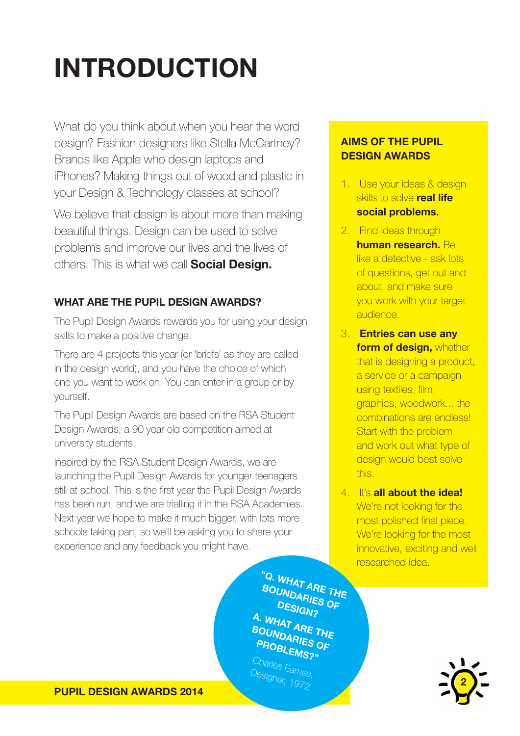# INTRODUCTION

What do you think about when you hear the word design? Fashion designers like Stella McCartney? Brands like Apple who design laptops and iPhones? Making things out of wood and plastic in your Design & Technology classes at school?

We believe that design is about more than making beautiful things. Design can be used to solve problems and improve our lives and the lives of others. This is what we call **Social Design.**

### WHAT ARE THE PUPIL DESIGN AWARDS?

The Pupil Design Awards rewards you for using your design skills to make a positive change.

There are 4 projects this year (or 'briefs' as they are called in the design world), and you have the choice of which one you want to work on. You can enter in a group or by yourself.

The Pupil Design Awards are based on the RSA Student Design Awards, a 90 year old competition aimed at university students.

Inspired by the RSA Student Design Awards, we are launching the Pupil Design Awards for younger teenagers still at school. This is the first year the Pupil Design Awards has been run, and we are trialling it in the RSA Academies. Next year we hope to make it much bigger, with lots more schools taking part, so we'll be asking you to share your experience and any feedback you might have.

### AIMS OF THE PUPIL DESIGN AWARDS

1. Use your ideas & design skills to solve **real life social problems.**
2. Find ideas through **human research.** Be like a detective - ask lots of questions, get out and about, and make sure you work with your target audience.
3. **Entries can use any form of design,** whether that is designing a product, a service or a campaign using textiles, film, graphics, woodwork... the combinations are endless! Start with the problem and work out what type of design would best solve this.
4. It's **all about the idea!** We're not looking for the most polished final piece. We're looking for the most innovative, exciting and well researched idea.

**"Q. WHAT ARE THE BOUNDARIES OF DESIGN?**
**A. WHAT ARE THE BOUNDARIES OF PROBLEMS?"**

Charles Eames, Designer, 1972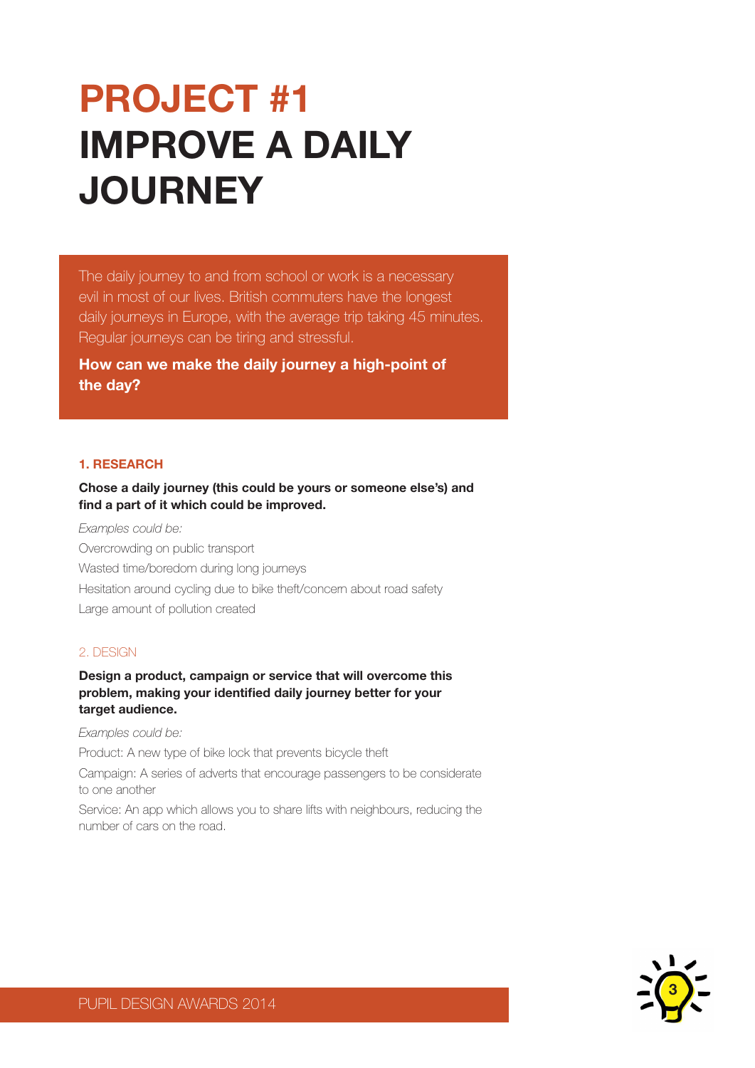# PROJECT #1
# IMPROVE A DAILY JOURNEY

The daily journey to and from school or work is a necessary evil in most of our lives. British commuters have the longest daily journeys in Europe, with the average trip taking 45 minutes. Regular journeys can be tiring and stressful.

**How can we make the daily journey a high-point of the day?**

### 1. RESEARCH

**Chose a daily journey (this could be yours or someone else's) and find a part of it which could be improved.**

*Examples could be:*

Overcrowding on public transport

Wasted time/boredom during long journeys

Hesitation around cycling due to bike theft/concern about road safety

Large amount of pollution created

### 2. DESIGN

**Design a product, campaign or service that will overcome this problem, making your identified daily journey better for your target audience.**

*Examples could be:*

Product: A new type of bike lock that prevents bicycle theft

Campaign: A series of adverts that encourage passengers to be considerate to one another

Service: An app which allows you to share lifts with neighbours, reducing the number of cars on the road.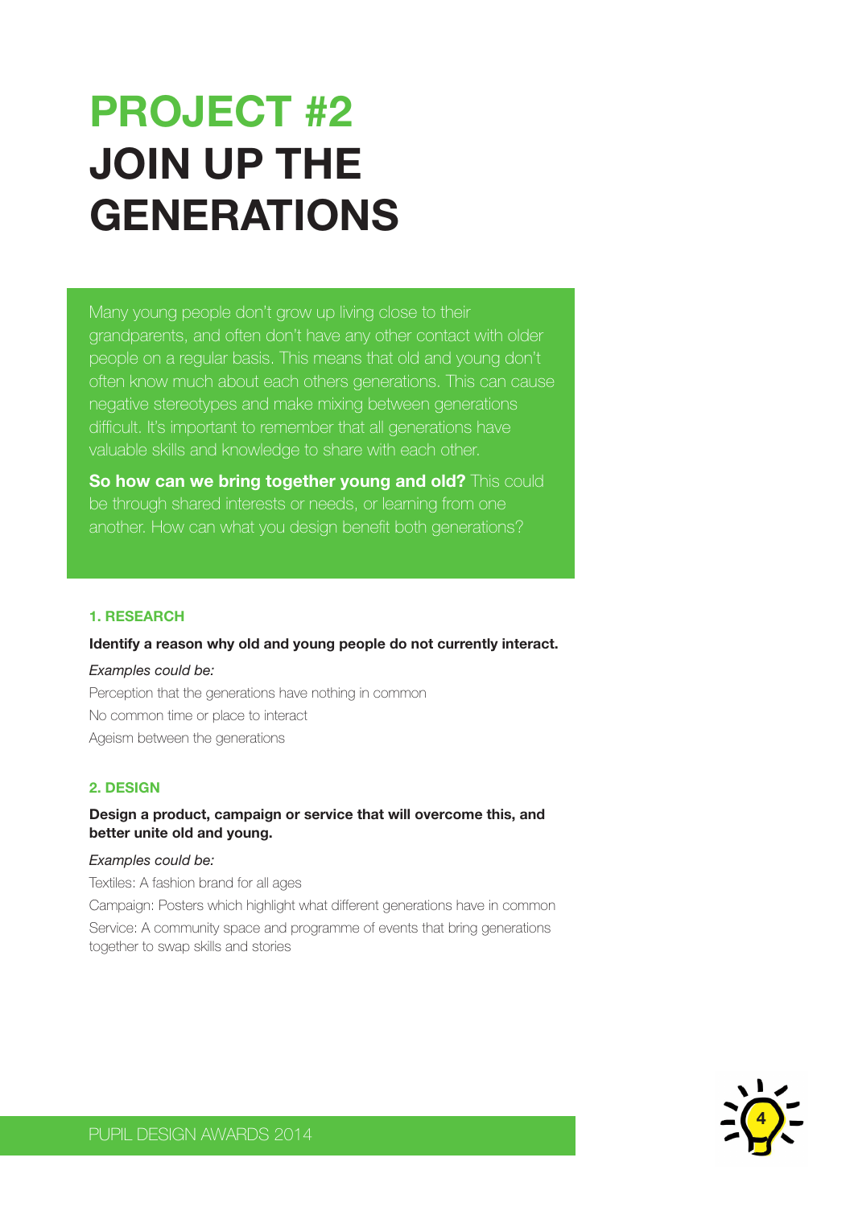# PROJECT #2 JOIN UP THE GENERATIONS

Many young people don't grow up living close to their grandparents, and often don't have any other contact with older people on a regular basis. This means that old and young don't often know much about each others generations. This can cause negative stereotypes and make mixing between generations difficult. It's important to remember that all generations have valuable skills and knowledge to share with each other.

**So how can we bring together young and old?** This could be through shared interests or needs, or learning from one another. How can what you design benefit both generations?

### 1. RESEARCH

**Identify a reason why old and young people do not currently interact.**

*Examples could be:*

Perception that the generations have nothing in common
No common time or place to interact
Ageism between the generations

### 2. DESIGN

**Design a product, campaign or service that will overcome this, and better unite old and young.**

*Examples could be:*

Textiles: A fashion brand for all ages
Campaign: Posters which highlight what different generations have in common
Service: A community space and programme of events that bring generations together to swap skills and stories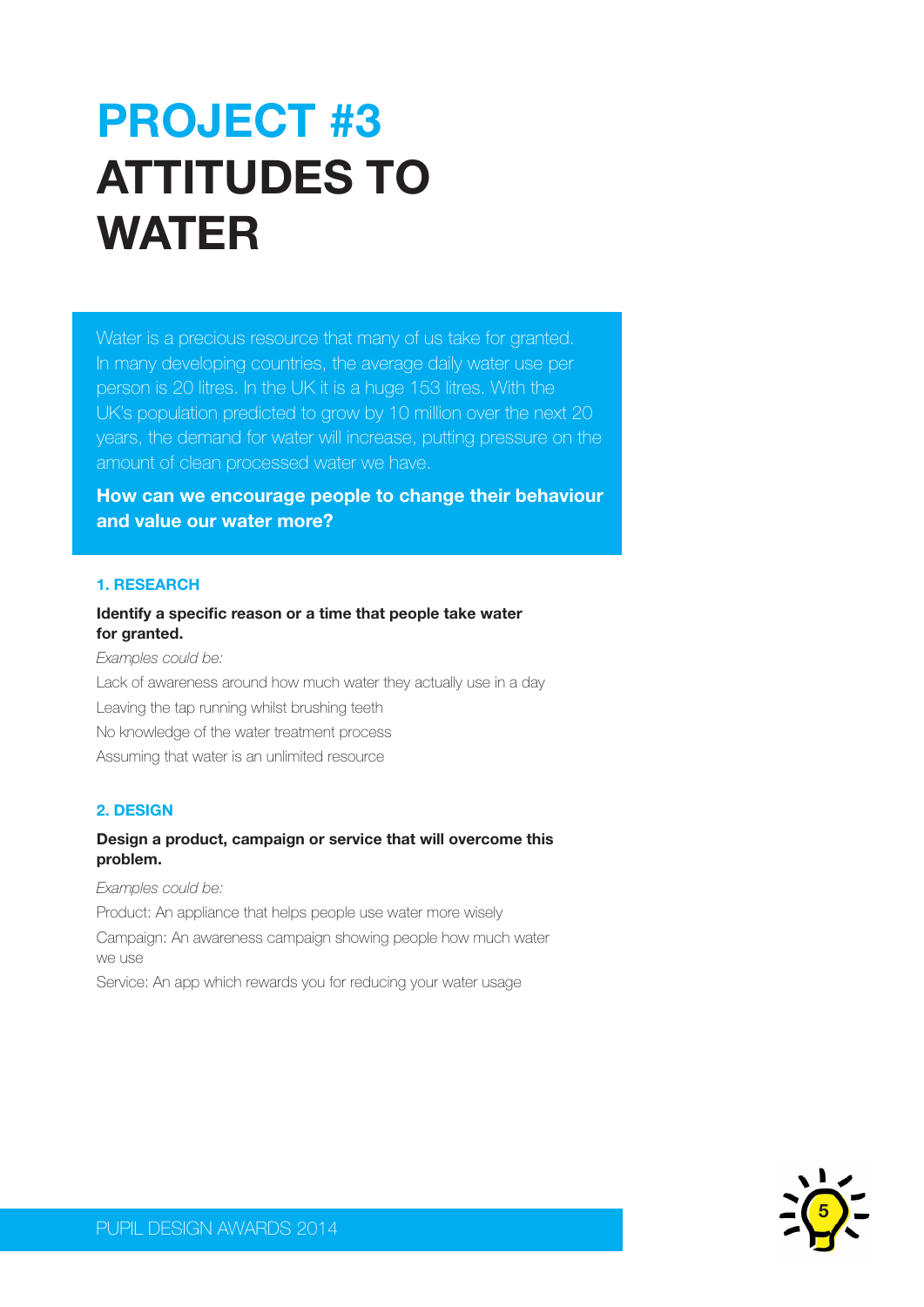# PROJECT #3 ATTITUDES TO WATER

Water is a precious resource that many of us take for granted. In many developing countries, the average daily water use per person is 20 litres. In the UK it is a huge 153 litres. With the UK's population predicted to grow by 10 million over the next 20 years, the demand for water will increase, putting pressure on the amount of clean processed water we have.

**How can we encourage people to change their behaviour and value our water more?**

## 1. RESEARCH

**Identify a specific reason or a time that people take water for granted.**

*Examples could be:*

Lack of awareness around how much water they actually use in a day

Leaving the tap running whilst brushing teeth

No knowledge of the water treatment process

Assuming that water is an unlimited resource

## 2. DESIGN

**Design a product, campaign or service that will overcome this problem.**

*Examples could be:*

Product: An appliance that helps people use water more wisely

Campaign: An awareness campaign showing people how much water we use

Service: An app which rewards you for reducing your water usage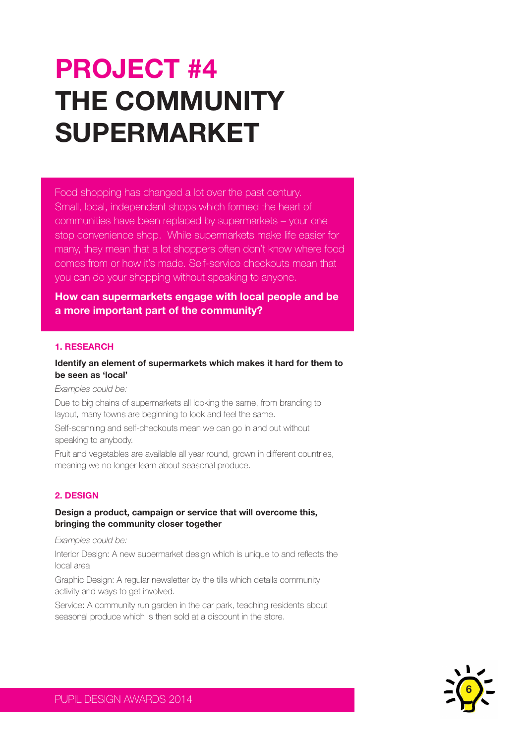# PROJECT #4
# THE COMMUNITY SUPERMARKET

Food shopping has changed a lot over the past century. Small, local, independent shops which formed the heart of communities have been replaced by supermarkets – your one stop convenience shop. While supermarkets make life easier for many, they mean that a lot shoppers often don't know where food comes from or how it's made. Self-service checkouts mean that you can do your shopping without speaking to anyone.

**How can supermarkets engage with local people and be a more important part of the community?**

### 1. RESEARCH

**Identify an element of supermarkets which makes it hard for them to be seen as 'local'**

*Examples could be:*

Due to big chains of supermarkets all looking the same, from branding to layout, many towns are beginning to look and feel the same.

Self-scanning and self-checkouts mean we can go in and out without speaking to anybody.

Fruit and vegetables are available all year round, grown in different countries, meaning we no longer learn about seasonal produce.

### 2. DESIGN

**Design a product, campaign or service that will overcome this, bringing the community closer together**

*Examples could be:*

Interior Design: A new supermarket design which is unique to and reflects the local area

Graphic Design: A regular newsletter by the tills which details community activity and ways to get involved.

Service: A community run garden in the car park, teaching residents about seasonal produce which is then sold at a discount in the store.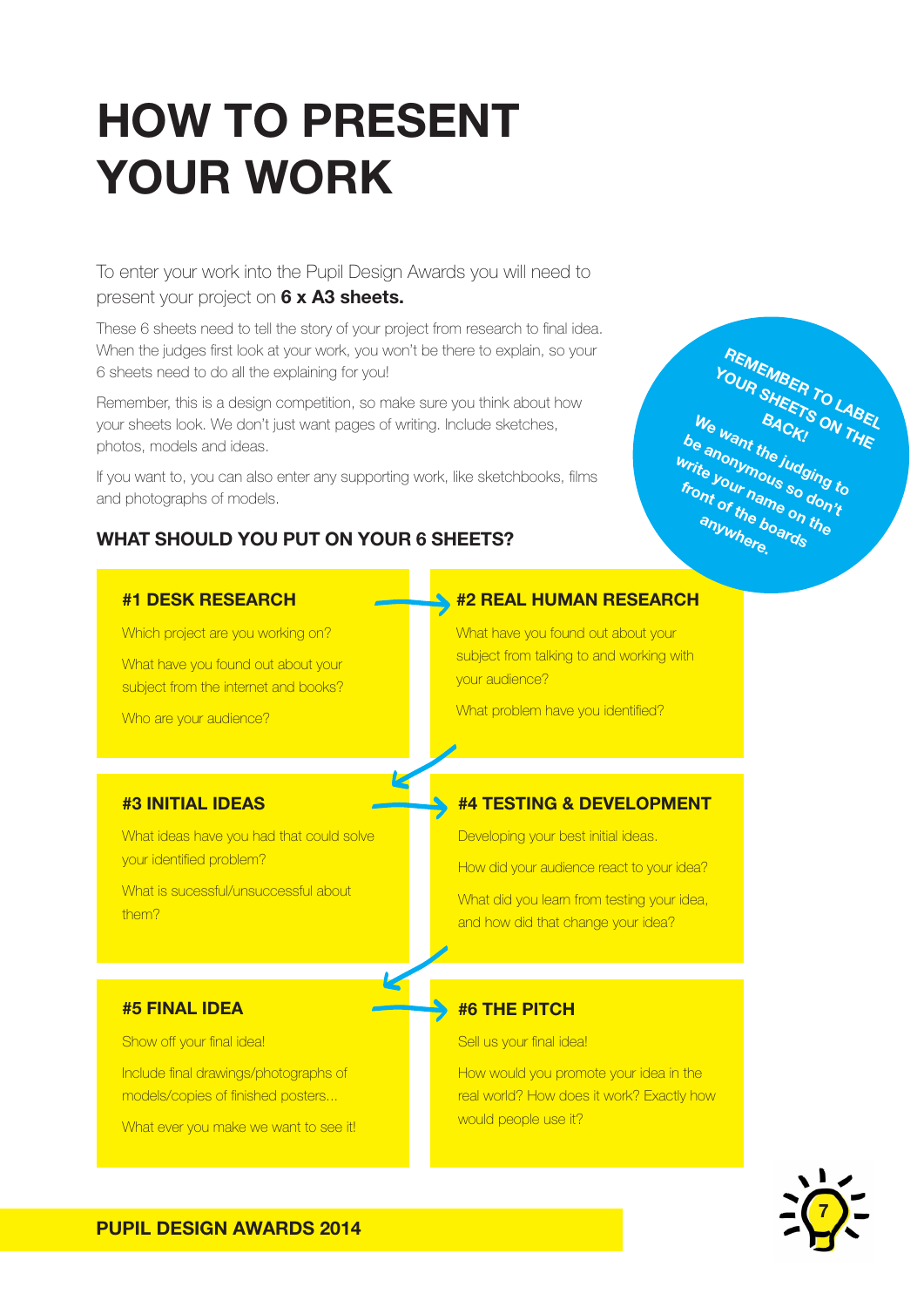# HOW TO PRESENT YOUR WORK

To enter your work into the Pupil Design Awards you will need to present your project on **6 x A3 sheets.**

These 6 sheets need to tell the story of your project from research to final idea. When the judges first look at your work, you won't be there to explain, so your 6 sheets need to do all the explaining for you!

Remember, this is a design competition, so make sure you think about how your sheets look. We don't just want pages of writing. Include sketches, photos, models and ideas.

If you want to, you can also enter any supporting work, like sketchbooks, films and photographs of models.

**REMEMBER TO LABEL YOUR SHEETS ON THE BACK!** We want the judging to be anonymous so don't write your name on the front of the boards anywhere.

## WHAT SHOULD YOU PUT ON YOUR 6 SHEETS?

### #1 DESK RESEARCH

Which project are you working on?

What have you found out about your subject from the internet and books?

Who are your audience?

### #2 REAL HUMAN RESEARCH

What have you found out about your subject from talking to and working with your audience?

What problem have you identified?

### #3 INITIAL IDEAS

What ideas have you had that could solve your identified problem?

What is sucessful/unsuccessful about them?

### #4 TESTING & DEVELOPMENT

Developing your best initial ideas.

How did your audience react to your idea?

What did you learn from testing your idea, and how did that change your idea?

### #5 FINAL IDEA

Show off your final idea!

Include final drawings/photographs of models/copies of finished posters...

What ever you make we want to see it!

### #6 THE PITCH

Sell us your final idea!

How would you promote your idea in the real world? How does it work? Exactly how would people use it?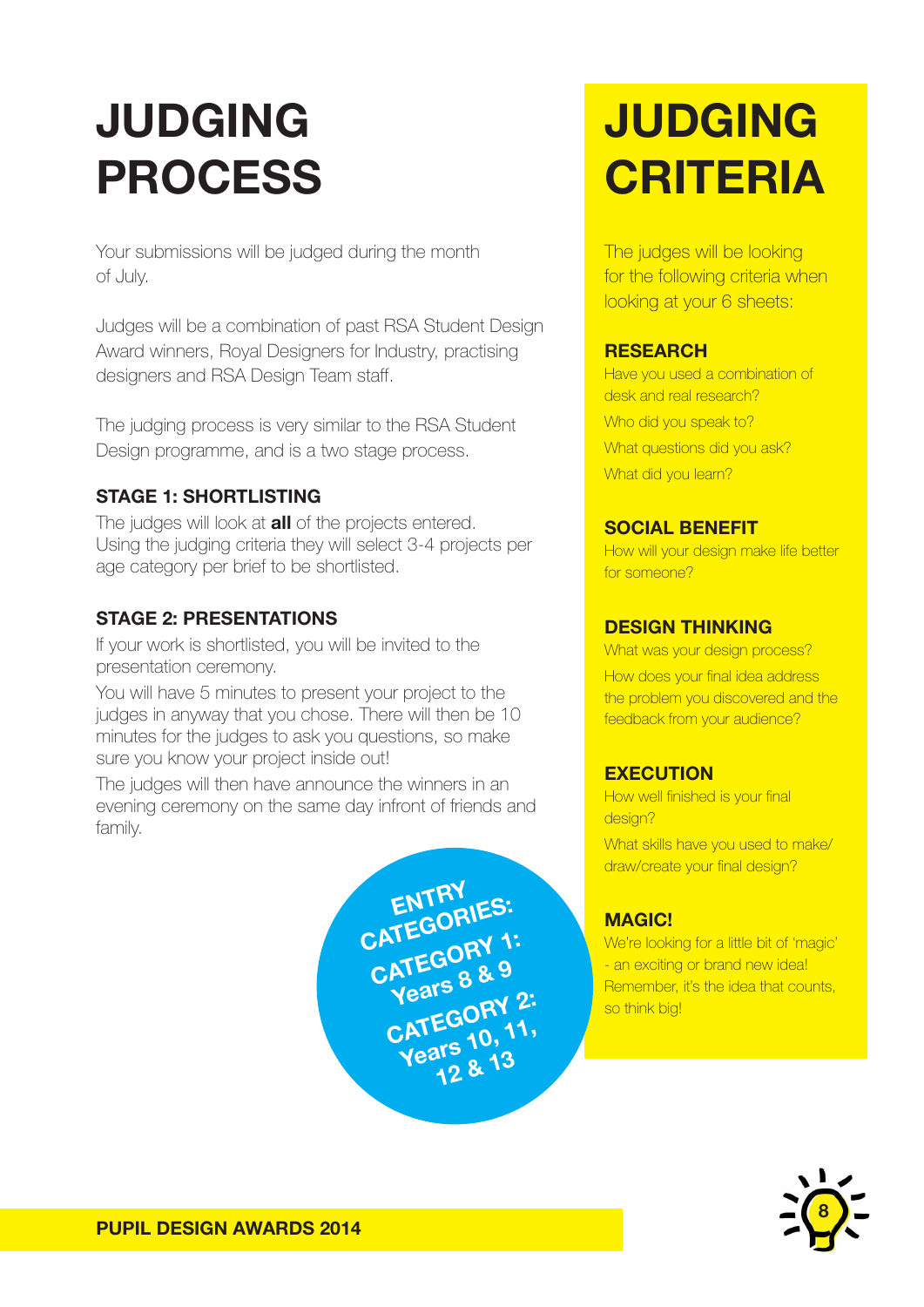# JUDGING PROCESS

Your submissions will be judged during the month of July.

Judges will be a combination of past RSA Student Design Award winners, Royal Designers for Industry, practising designers and RSA Design Team staff.

The judging process is very similar to the RSA Student Design programme, and is a two stage process.

### STAGE 1: SHORTLISTING

The judges will look at **all** of the projects entered. Using the judging criteria they will select 3-4 projects per age category per brief to be shortlisted.

### STAGE 2: PRESENTATIONS

If your work is shortlisted, you will be invited to the presentation ceremony.

You will have 5 minutes to present your project to the judges in anyway that you chose. There will then be 10 minutes for the judges to ask you questions, so make sure you know your project inside out!

The judges will then have announce the winners in an evening ceremony on the same day infront of friends and family.

**ENTRY CATEGORIES:**

**CATEGORY 1: Years 8 & 9**

**CATEGORY 2: Years 10, 11, 12 & 13**

# JUDGING CRITERIA

The judges will be looking for the following criteria when looking at your 6 sheets:

### RESEARCH

Have you used a combination of desk and real research?

Who did you speak to?

What questions did you ask?

What did you learn?

### SOCIAL BENEFIT

How will your design make life better for someone?

### DESIGN THINKING

What was your design process?

How does your final idea address the problem you discovered and the feedback from your audience?

### EXECUTION

How well finished is your final design?

What skills have you used to make/draw/create your final design?

### MAGIC!

We're looking for a little bit of 'magic' - an exciting or brand new idea! Remember, it's the idea that counts, so think big!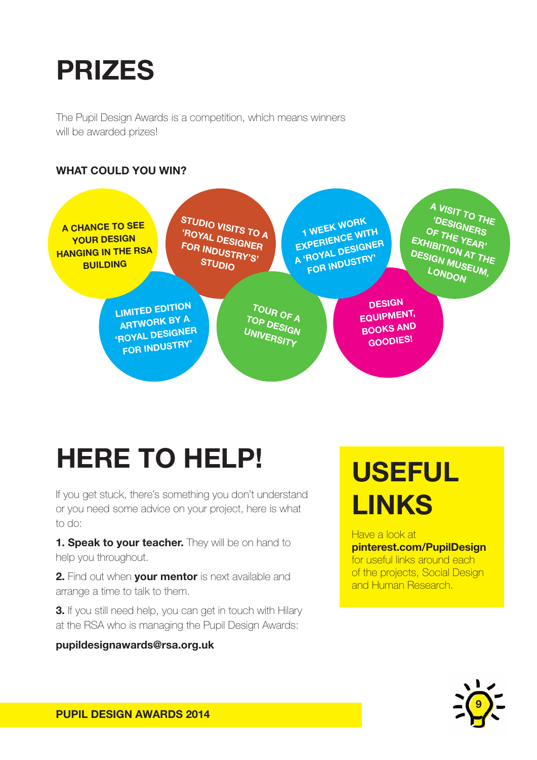# PRIZES

The Pupil Design Awards is a competition, which means winners will be awarded prizes!

### WHAT COULD YOU WIN?

- A CHANCE TO SEE YOUR DESIGN HANGING IN THE RSA BUILDING
- STUDIO VISITS TO A 'ROYAL DESIGNER FOR INDUSTRY'S' STUDIO
- 1 WEEK WORK EXPERIENCE WITH A 'ROYAL DESIGNER FOR INDUSTRY'
- A VISIT TO THE 'DESIGNERS OF THE YEAR' EXHIBITION AT THE DESIGN MUSEUM, LONDON
- LIMITED EDITION ARTWORK BY A 'ROYAL DESIGNER FOR INDUSTRY'
- TOUR OF A TOP DESIGN UNIVERSITY
- DESIGN EQUIPMENT, BOOKS AND GOODIES!

# HERE TO HELP!

If you get stuck, there's something you don't understand or you need some advice on your project, here is what to do:

**1. Speak to your teacher.** They will be on hand to help you throughout.

**2.** Find out when **your mentor** is next available and arrange a time to talk to them.

**3.** If you still need help, you can get in touch with Hilary at the RSA who is managing the Pupil Design Awards:

**pupildesignawards@rsa.org.uk**

# USEFUL LINKS

Have a look at **pinterest.com/PupilDesign** for useful links around each of the projects, Social Design and Human Research.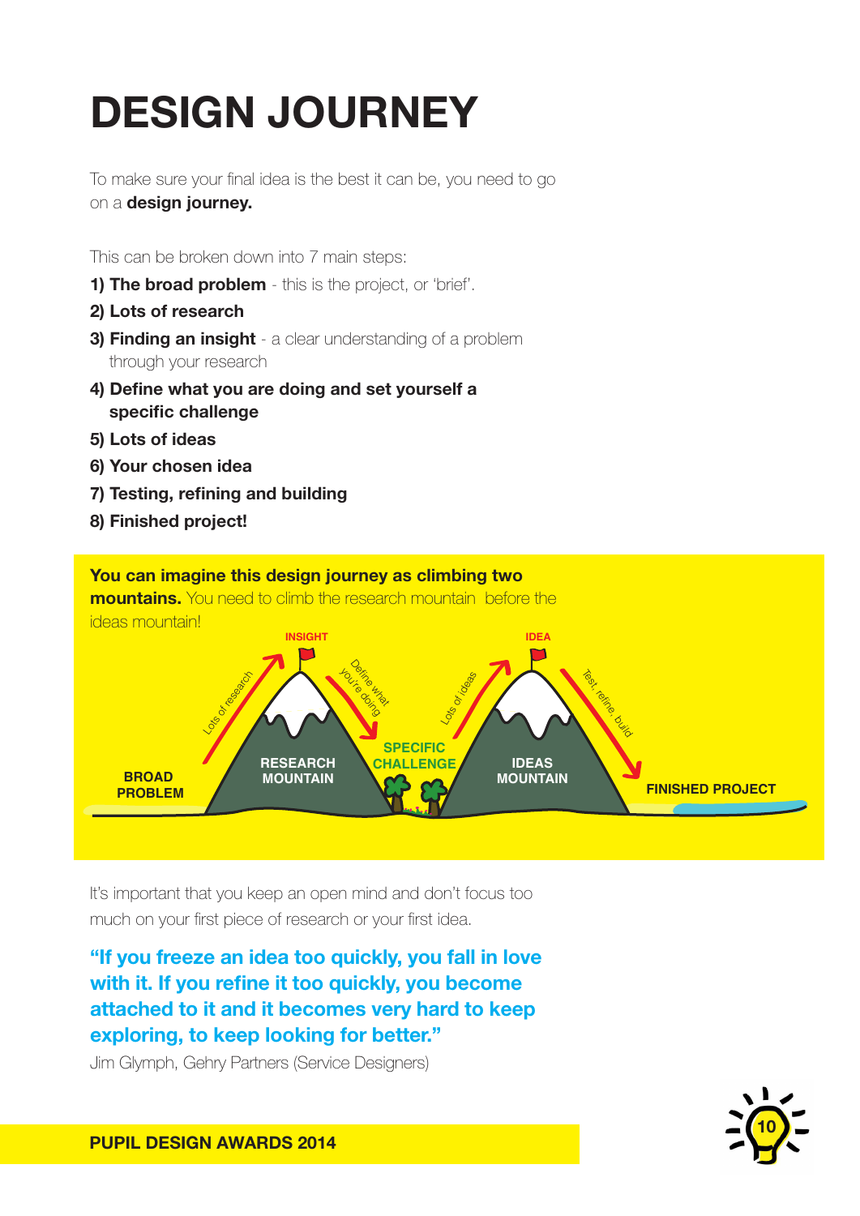# DESIGN JOURNEY

To make sure your final idea is the best it can be, you need to go on a **design journey.**

This can be broken down into 7 main steps:

**1) The broad problem** - this is the project, or 'brief'.

**2) Lots of research**

**3) Finding an insight** - a clear understanding of a problem through your research

**4) Define what you are doing and set yourself a specific challenge**

**5) Lots of ideas**

**6) Your chosen idea**

**7) Testing, refining and building**

**8) Finished project!**

**You can imagine this design journey as climbing two mountains.** You need to climb the research mountain before the ideas mountain!

BROAD PROBLEM → Lots of research → RESEARCH MOUNTAIN → INSIGHT → Define what you're doing → SPECIFIC CHALLENGE → Lots of ideas → IDEAS MOUNTAIN → IDEA → Test, refine, build → FINISHED PROJECT

It's important that you keep an open mind and don't focus too much on your first piece of research or your first idea.

**"If you freeze an idea too quickly, you fall in love with it. If you refine it too quickly, you become attached to it and it becomes very hard to keep exploring, to keep looking for better."**

Jim Glymph, Gehry Partners (Service Designers)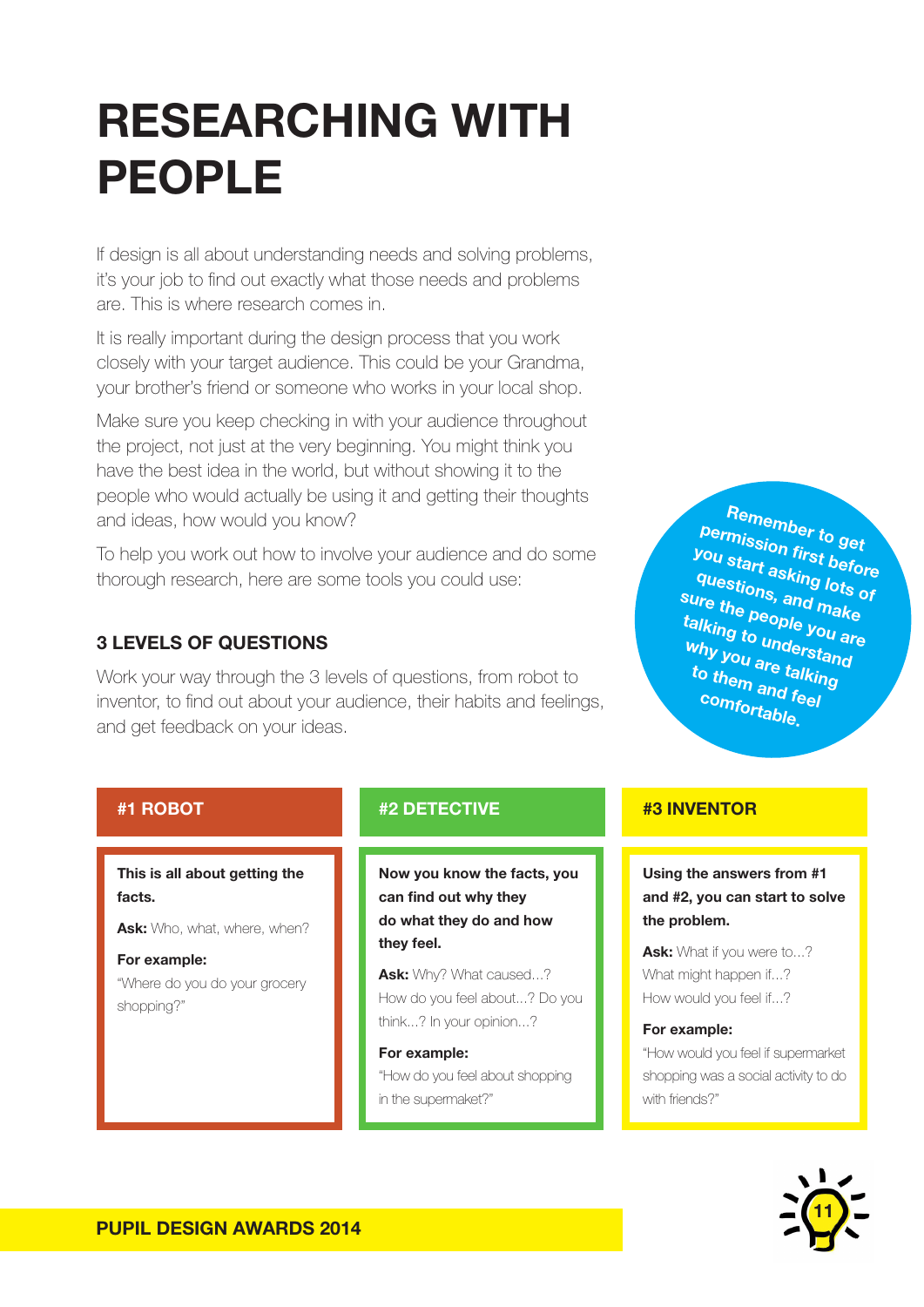# RESEARCHING WITH PEOPLE

If design is all about understanding needs and solving problems, it's your job to find out exactly what those needs and problems are. This is where research comes in.

It is really important during the design process that you work closely with your target audience. This could be your Grandma, your brother's friend or someone who works in your local shop.

Make sure you keep checking in with your audience throughout the project, not just at the very beginning. You might think you have the best idea in the world, but without showing it to the people who would actually be using it and getting their thoughts and ideas, how would you know?

To help you work out how to involve your audience and do some thorough research, here are some tools you could use:

**Remember to get permission first before you start asking lots of questions, and make sure the people you are talking to understand why you are talking to them and feel comfortable.**

### 3 LEVELS OF QUESTIONS

Work your way through the 3 levels of questions, from robot to inventor, to find out about your audience, their habits and feelings, and get feedback on your ideas.

#### #1 ROBOT

**This is all about getting the facts.**

**Ask:** Who, what, where, when?

**For example:**
"Where do you do your grocery shopping?"

#### #2 DETECTIVE

**Now you know the facts, you can find out why they do what they do and how they feel.**

**Ask:** Why? What caused...? How do you feel about...? Do you think...? In your opinion...?

**For example:**
"How do you feel about shopping in the supermaket?"

#### #3 INVENTOR

**Using the answers from #1 and #2, you can start to solve the problem.**

**Ask:** What if you were to...? What might happen if...? How would you feel if...?

**For example:**
"How would you feel if supermarket shopping was a social activity to do with friends?"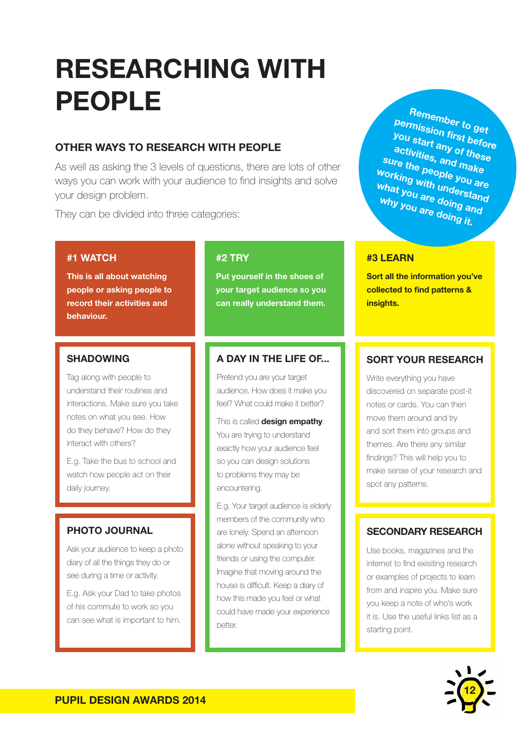# RESEARCHING WITH PEOPLE

## OTHER WAYS TO RESEARCH WITH PEOPLE

As well as asking the 3 levels of questions, there are lots of other ways you can work with your audience to find insights and solve your design problem.

They can be divided into three categories:

**Remember to get permission first before you start any of these activities, and make sure the people you are working with understand what you are doing and why you are doing it.**

### #1 WATCH

**This is all about watching people or asking people to record their activities and behaviour.**

#### SHADOWING

Tag along with people to understand their routines and interactions. Make sure you take notes on what you see. How do they behave? How do they interact with others?

E.g. Take the bus to school and watch how people act on their daily journey.

#### PHOTO JOURNAL

Ask your audience to keep a photo diary of all the things they do or see during a time or activity.

E.g. Ask your Dad to take photos of his commute to work so you can see what is important to him.

### #2 TRY

**Put yourself in the shoes of your target audience so you can really understand them.**

#### A DAY IN THE LIFE OF...

Pretend you are your target audience. How does it make you feel? What could make it better?

This is called **design empathy**. You are trying to understand exactly how your audience feel so you can design solutions to problems they may be encountering.

E.g. Your target audience is elderly members of the community who are lonely. Spend an afternoon alone without speaking to your friends or using the computer. Imagine that moving around the house is difficult. Keep a diary of how this made you feel or what could have made your experience better.

### #3 LEARN

**Sort all the information you've collected to find patterns & insights.**

#### SORT YOUR RESEARCH

Write everything you have discovered on separate post-it notes or cards. You can then move them around and try and sort them into groups and themes. Are there any similar findings? This will help you to make sense of your research and spot any patterns.

#### SECONDARY RESEARCH

Use books, magazines and the internet to find exisiting research or examples of projects to learn from and inspire you. Make sure you keep a note of who's work it is. Use the useful links list as a starting point.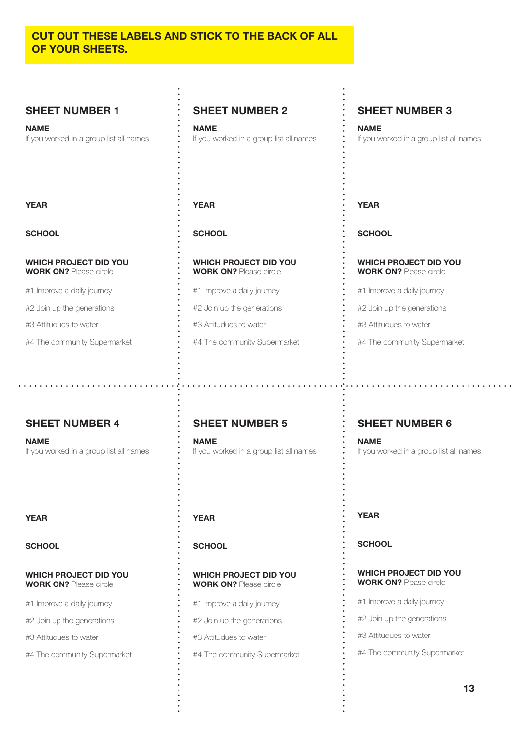**CUT OUT THESE LABELS AND STICK TO THE BACK OF ALL OF YOUR SHEETS.**

## SHEET NUMBER 1

**NAME**
If you worked in a group list all names

**YEAR**

**SCHOOL**

**WHICH PROJECT DID YOU WORK ON?** Please circle

#1 Improve a daily journey

#2 Join up the generations

#3 Attitudes to water

#4 The community Supermarket

## SHEET NUMBER 2

**NAME**
If you worked in a group list all names

**YEAR**

**SCHOOL**

**WHICH PROJECT DID YOU WORK ON?** Please circle

#1 Improve a daily journey

#2 Join up the generations

#3 Attitudes to water

#4 The community Supermarket

## SHEET NUMBER 3

**NAME**
If you worked in a group list all names

**YEAR**

**SCHOOL**

**WHICH PROJECT DID YOU WORK ON?** Please circle

#1 Improve a daily journey

#2 Join up the generations

#3 Attitudes to water

#4 The community Supermarket

## SHEET NUMBER 4

**NAME**
If you worked in a group list all names

**YEAR**

**SCHOOL**

**WHICH PROJECT DID YOU WORK ON?** Please circle

#1 Improve a daily journey

#2 Join up the generations

#3 Attitudes to water

#4 The community Supermarket

## SHEET NUMBER 5

**NAME**
If you worked in a group list all names

**YEAR**

**SCHOOL**

**WHICH PROJECT DID YOU WORK ON?** Please circle

#1 Improve a daily journey

#2 Join up the generations

#3 Attitudes to water

#4 The community Supermarket

## SHEET NUMBER 6

**NAME**
If you worked in a group list all names

**YEAR**

**SCHOOL**

**WHICH PROJECT DID YOU WORK ON?** Please circle

#1 Improve a daily journey

#2 Join up the generations

#3 Attitudes to water

#4 The community Supermarket